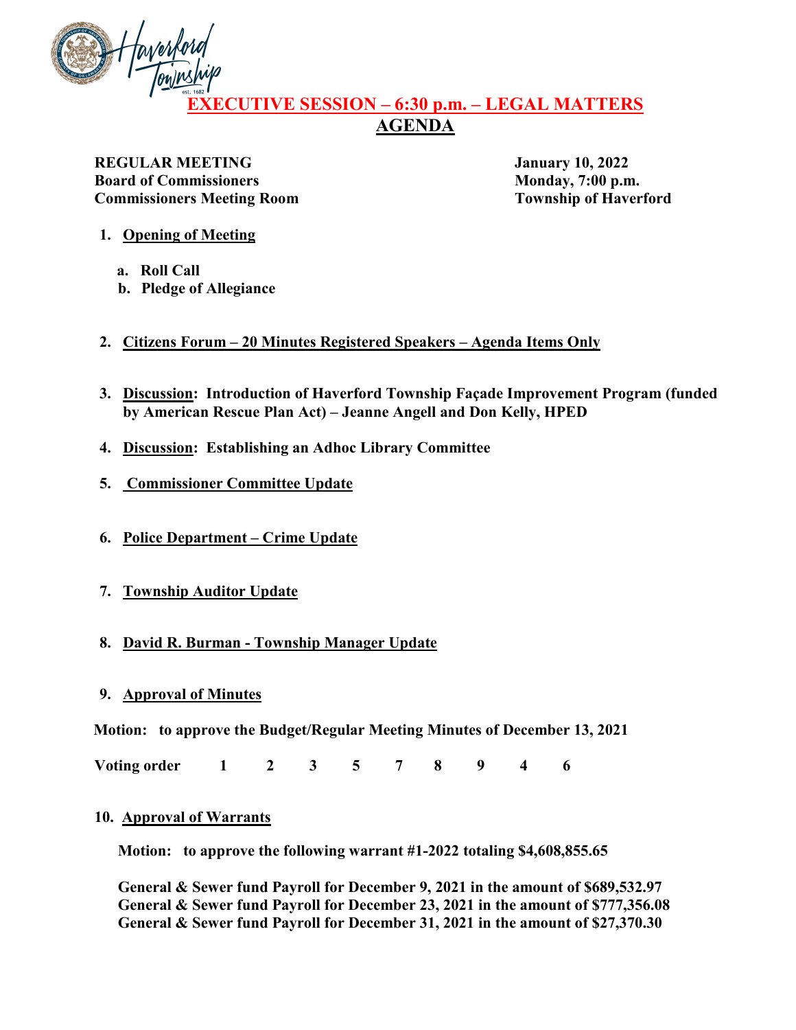**EXECUTIVE SESSION – 6:30 p.m. – LEGAL MATTERS**

# AGENDA

**REGULAR MEETING**
**Board of Commissioners**
**Commissioners Meeting Room**

**January 10, 2022**
**Monday, 7:00 p.m.**
**Township of Haverford**

1. **Opening of Meeting**

   a. **Roll Call**
   b. **Pledge of Allegiance**

2. **Citizens Forum – 20 Minutes Registered Speakers – Agenda Items Only**

3. **Discussion: Introduction of Haverford Township Façade Improvement Program (funded by American Rescue Plan Act) – Jeanne Angell and Don Kelly, HPED**

4. **Discussion: Establishing an Adhoc Library Committee**

5. **Commissioner Committee Update**

6. **Police Department – Crime Update**

7. **Township Auditor Update**

8. **David R. Burman - Township Manager Update**

9. **Approval of Minutes**

**Motion: to approve the Budget/Regular Meeting Minutes of December 13, 2021**

**Voting order 1 2 3 5 7 8 9 4 6**

10. **Approval of Warrants**

**Motion: to approve the following warrant #1-2022 totaling $4,608,855.65**

**General & Sewer fund Payroll for December 9, 2021 in the amount of $689,532.97**
**General & Sewer fund Payroll for December 23, 2021 in the amount of $777,356.08**
**General & Sewer fund Payroll for December 31, 2021 in the amount of $27,370.30**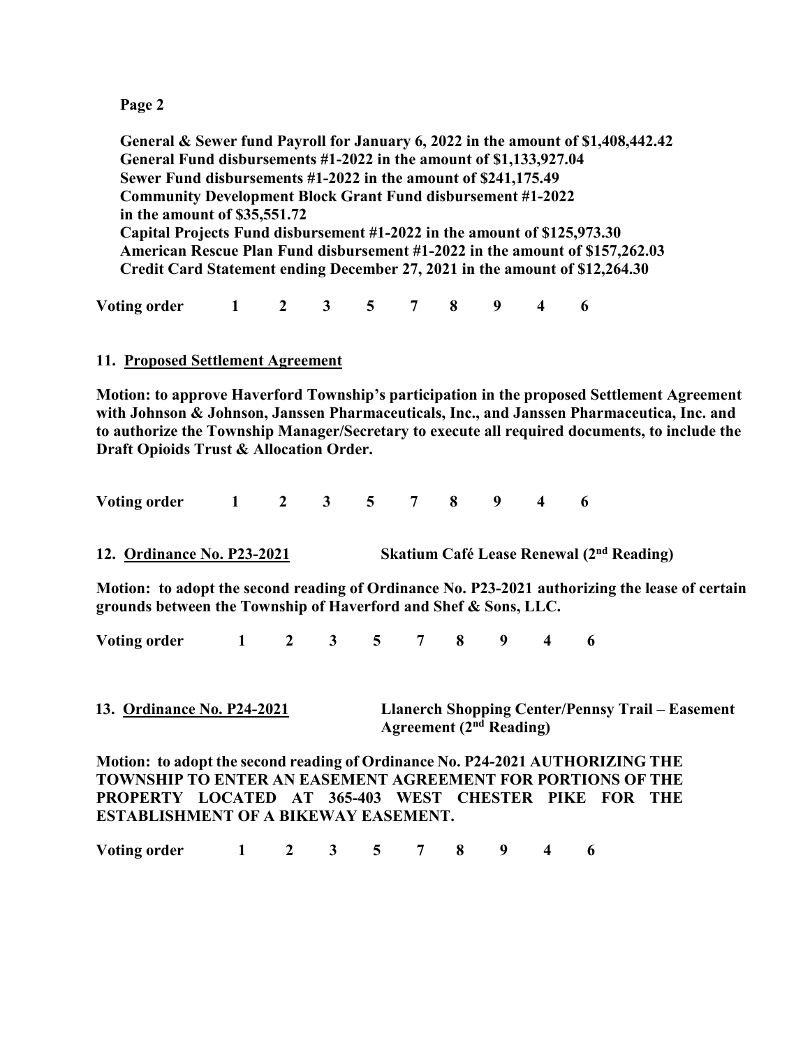**General & Sewer fund Payroll for January 6, 2022 in the amount of $1,408,442.42**
**General Fund disbursements #1-2022 in the amount of $1,133,927.04**
**Sewer Fund disbursements #1-2022 in the amount of $241,175.49**
**Community Development Block Grant Fund disbursement #1-2022 in the amount of $35,551.72**
**Capital Projects Fund disbursement #1-2022 in the amount of $125,973.30**
**American Rescue Plan Fund disbursement #1-2022 in the amount of $157,262.03**
**Credit Card Statement ending December 27, 2021 in the amount of $12,264.30**

**Voting order 1 2 3 5 7 8 9 4 6**

**11. Proposed Settlement Agreement**

**Motion: to approve Haverford Township's participation in the proposed Settlement Agreement with Johnson & Johnson, Janssen Pharmaceuticals, Inc., and Janssen Pharmaceutica, Inc. and to authorize the Township Manager/Secretary to execute all required documents, to include the Draft Opioids Trust & Allocation Order.**

**Voting order 1 2 3 5 7 8 9 4 6**

**12. Ordinance No. P23-2021 Skatium Café Lease Renewal (2nd Reading)**

**Motion: to adopt the second reading of Ordinance No. P23-2021 authorizing the lease of certain grounds between the Township of Haverford and Shef & Sons, LLC.**

**Voting order 1 2 3 5 7 8 9 4 6**

**13. Ordinance No. P24-2021 Llanerch Shopping Center/Pennsy Trail – Easement Agreement (2nd Reading)**

**Motion: to adopt the second reading of Ordinance No. P24-2021 AUTHORIZING THE TOWNSHIP TO ENTER AN EASEMENT AGREEMENT FOR PORTIONS OF THE PROPERTY LOCATED AT 365-403 WEST CHESTER PIKE FOR THE ESTABLISHMENT OF A BIKEWAY EASEMENT.**

**Voting order 1 2 3 5 7 8 9 4 6**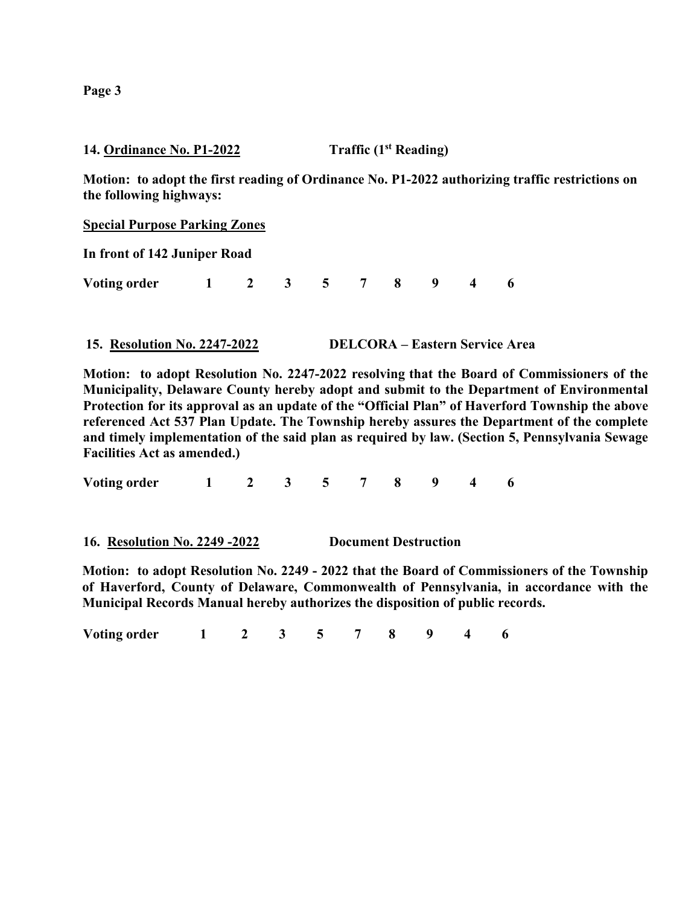**14. <u>Ordinance No. P1-2022</u> Traffic (1st Reading)**

**Motion: to adopt the first reading of Ordinance No. P1-2022 authorizing traffic restrictions on the following highways:**

**<u>Special Purpose Parking Zones</u>**

**In front of 142 Juniper Road**

**Voting order 1 2 3 5 7 8 9 4 6**

**15. <u>Resolution No. 2247-2022</u> DELCORA – Eastern Service Area**

**Motion: to adopt Resolution No. 2247-2022 resolving that the Board of Commissioners of the Municipality, Delaware County hereby adopt and submit to the Department of Environmental Protection for its approval as an update of the "Official Plan" of Haverford Township the above referenced Act 537 Plan Update. The Township hereby assures the Department of the complete and timely implementation of the said plan as required by law. (Section 5, Pennsylvania Sewage Facilities Act as amended.)**

**Voting order 1 2 3 5 7 8 9 4 6**

**16. <u>Resolution No. 2249 -2022</u> Document Destruction**

**Motion: to adopt Resolution No. 2249 - 2022 that the Board of Commissioners of the Township of Haverford, County of Delaware, Commonwealth of Pennsylvania, in accordance with the Municipal Records Manual hereby authorizes the disposition of public records.**

**Voting order 1 2 3 5 7 8 9 4 6**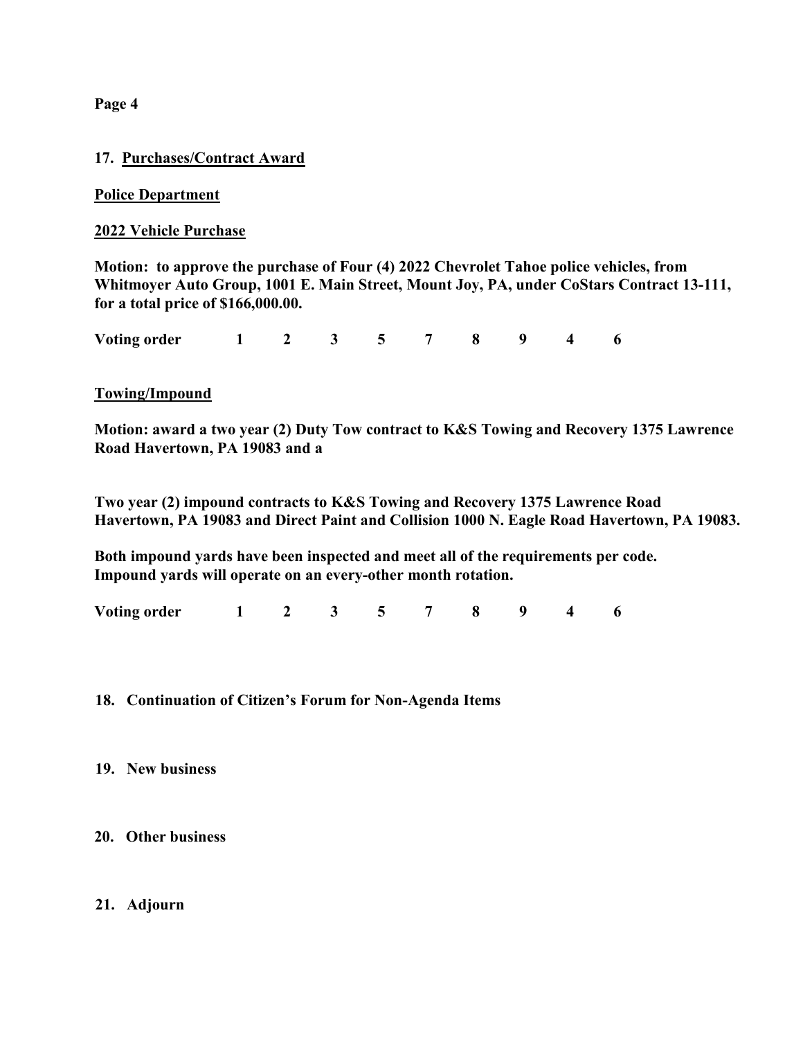**17. Purchases/Contract Award**

**Police Department**

**2022 Vehicle Purchase**

**Motion: to approve the purchase of Four (4) 2022 Chevrolet Tahoe police vehicles, from Whitmoyer Auto Group, 1001 E. Main Street, Mount Joy, PA, under CoStars Contract 13-111, for a total price of $166,000.00.**

**Voting order 1 2 3 5 7 8 9 4 6**

**Towing/Impound**

**Motion: award a two year (2) Duty Tow contract to K&S Towing and Recovery 1375 Lawrence Road Havertown, PA 19083 and a**

**Two year (2) impound contracts to K&S Towing and Recovery 1375 Lawrence Road Havertown, PA 19083 and Direct Paint and Collision 1000 N. Eagle Road Havertown, PA 19083.**

**Both impound yards have been inspected and meet all of the requirements per code. Impound yards will operate on an every-other month rotation.**

**Voting order 1 2 3 5 7 8 9 4 6**

**18. Continuation of Citizen's Forum for Non-Agenda Items**

**19. New business**

**20. Other business**

**21. Adjourn**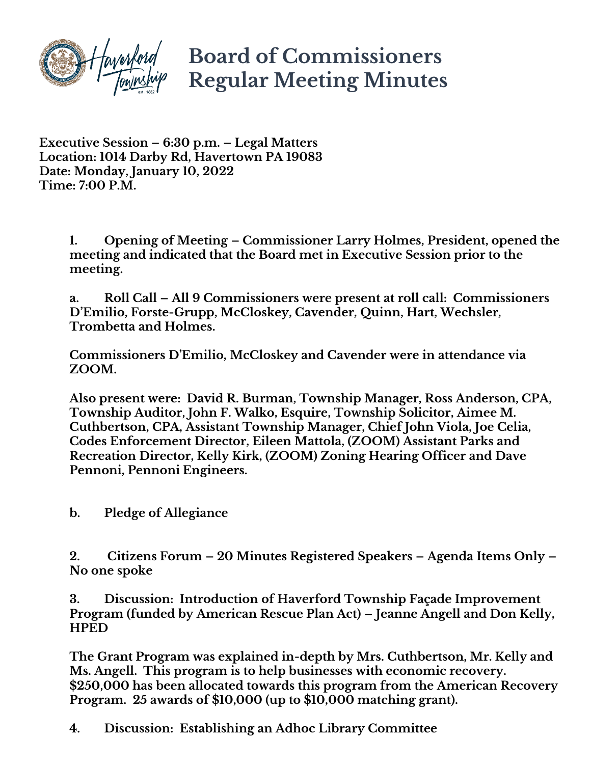# Board of Commissioners Regular Meeting Minutes

**Executive Session – 6:30 p.m. – Legal Matters**
**Location: 1014 Darby Rd, Havertown PA 19083**
**Date: Monday, January 10, 2022**
**Time: 7:00 P.M.**

**1. Opening of Meeting – Commissioner Larry Holmes, President, opened the meeting and indicated that the Board met in Executive Session prior to the meeting.**

**a. Roll Call – All 9 Commissioners were present at roll call: Commissioners D'Emilio, Forste-Grupp, McCloskey, Cavender, Quinn, Hart, Wechsler, Trombetta and Holmes.**

**Commissioners D'Emilio, McCloskey and Cavender were in attendance via ZOOM.**

**Also present were: David R. Burman, Township Manager, Ross Anderson, CPA, Township Auditor, John F. Walko, Esquire, Township Solicitor, Aimee M. Cuthbertson, CPA, Assistant Township Manager, Chief John Viola, Joe Celia, Codes Enforcement Director, Eileen Mattola, (ZOOM) Assistant Parks and Recreation Director, Kelly Kirk, (ZOOM) Zoning Hearing Officer and Dave Pennoni, Pennoni Engineers.**

**b. Pledge of Allegiance**

**2. Citizens Forum – 20 Minutes Registered Speakers – Agenda Items Only – No one spoke**

**3. Discussion: Introduction of Haverford Township Façade Improvement Program (funded by American Rescue Plan Act) – Jeanne Angell and Don Kelly, HPED**

**The Grant Program was explained in-depth by Mrs. Cuthbertson, Mr. Kelly and Ms. Angell. This program is to help businesses with economic recovery. $250,000 has been allocated towards this program from the American Recovery Program. 25 awards of $10,000 (up to $10,000 matching grant).**

**4. Discussion: Establishing an Adhoc Library Committee**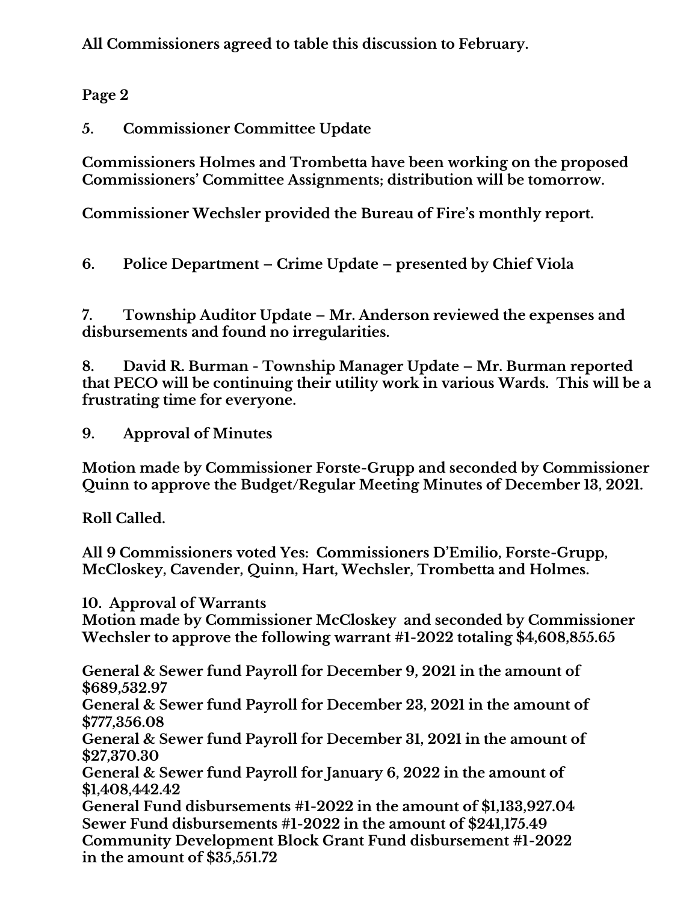**All Commissioners agreed to table this discussion to February.**

**Page 2**

**5. Commissioner Committee Update**

**Commissioners Holmes and Trombetta have been working on the proposed Commissioners' Committee Assignments; distribution will be tomorrow.**

**Commissioner Wechsler provided the Bureau of Fire's monthly report.**

**6. Police Department – Crime Update – presented by Chief Viola**

**7. Township Auditor Update – Mr. Anderson reviewed the expenses and disbursements and found no irregularities.**

**8. David R. Burman - Township Manager Update – Mr. Burman reported that PECO will be continuing their utility work in various Wards. This will be a frustrating time for everyone.**

**9. Approval of Minutes**

**Motion made by Commissioner Forste-Grupp and seconded by Commissioner Quinn to approve the Budget/Regular Meeting Minutes of December 13, 2021.**

**Roll Called.**

**All 9 Commissioners voted Yes: Commissioners D'Emilio, Forste-Grupp, McCloskey, Cavender, Quinn, Hart, Wechsler, Trombetta and Holmes.**

**10. Approval of Warrants**
**Motion made by Commissioner McCloskey and seconded by Commissioner Wechsler to approve the following warrant #1-2022 totaling $4,608,855.65**

**General & Sewer fund Payroll for December 9, 2021 in the amount of $689,532.97**
**General & Sewer fund Payroll for December 23, 2021 in the amount of $777,356.08**
**General & Sewer fund Payroll for December 31, 2021 in the amount of $27,370.30**
**General & Sewer fund Payroll for January 6, 2022 in the amount of $1,408,442.42**
**General Fund disbursements #1-2022 in the amount of $1,133,927.04**
**Sewer Fund disbursements #1-2022 in the amount of $241,175.49**
**Community Development Block Grant Fund disbursement #1-2022 in the amount of $35,551.72**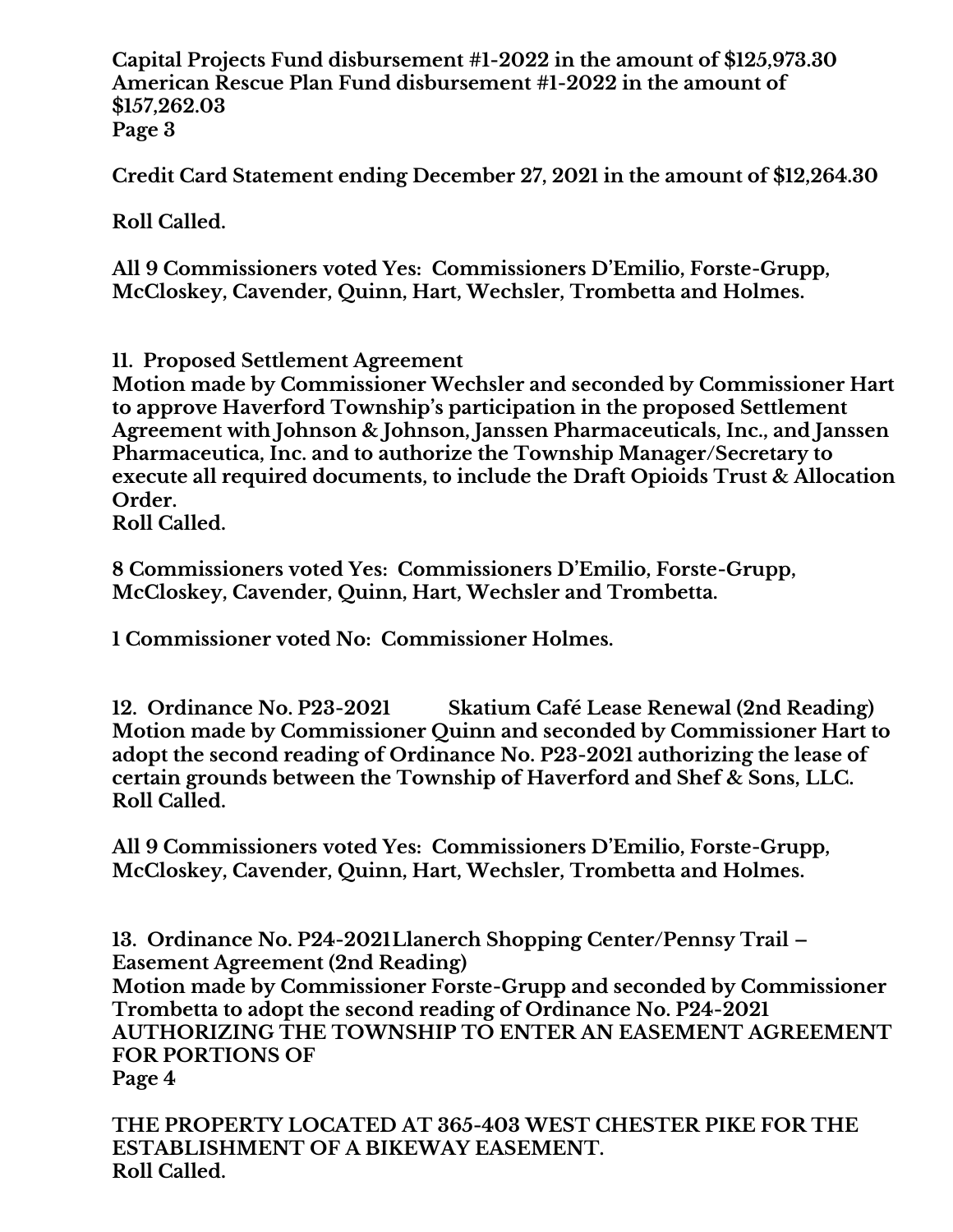**Capital Projects Fund disbursement #1-2022 in the amount of $125,973.30**
**American Rescue Plan Fund disbursement #1-2022 in the amount of $157,262.03**

**Credit Card Statement ending December 27, 2021 in the amount of $12,264.30**

**Roll Called.**

**All 9 Commissioners voted Yes: Commissioners D'Emilio, Forste-Grupp, McCloskey, Cavender, Quinn, Hart, Wechsler, Trombetta and Holmes.**

**11. Proposed Settlement Agreement**
**Motion made by Commissioner Wechsler and seconded by Commissioner Hart to approve Haverford Township's participation in the proposed Settlement Agreement with Johnson & Johnson, Janssen Pharmaceuticals, Inc., and Janssen Pharmaceutica, Inc. and to authorize the Township Manager/Secretary to execute all required documents, to include the Draft Opioids Trust & Allocation Order.**
**Roll Called.**

**8 Commissioners voted Yes: Commissioners D'Emilio, Forste-Grupp, McCloskey, Cavender, Quinn, Hart, Wechsler and Trombetta.**

**1 Commissioner voted No: Commissioner Holmes.**

**12. Ordinance No. P23-2021 Skatium Café Lease Renewal (2nd Reading)**
**Motion made by Commissioner Quinn and seconded by Commissioner Hart to adopt the second reading of Ordinance No. P23-2021 authorizing the lease of certain grounds between the Township of Haverford and Shef & Sons, LLC.**
**Roll Called.**

**All 9 Commissioners voted Yes: Commissioners D'Emilio, Forste-Grupp, McCloskey, Cavender, Quinn, Hart, Wechsler, Trombetta and Holmes.**

**13. Ordinance No. P24-2021 Llanerch Shopping Center/Pennsy Trail – Easement Agreement (2nd Reading)**
**Motion made by Commissioner Forste-Grupp and seconded by Commissioner Trombetta to adopt the second reading of Ordinance No. P24-2021 AUTHORIZING THE TOWNSHIP TO ENTER AN EASEMENT AGREEMENT FOR PORTIONS OF THE PROPERTY LOCATED AT 365-403 WEST CHESTER PIKE FOR THE ESTABLISHMENT OF A BIKEWAY EASEMENT.**
**Roll Called.**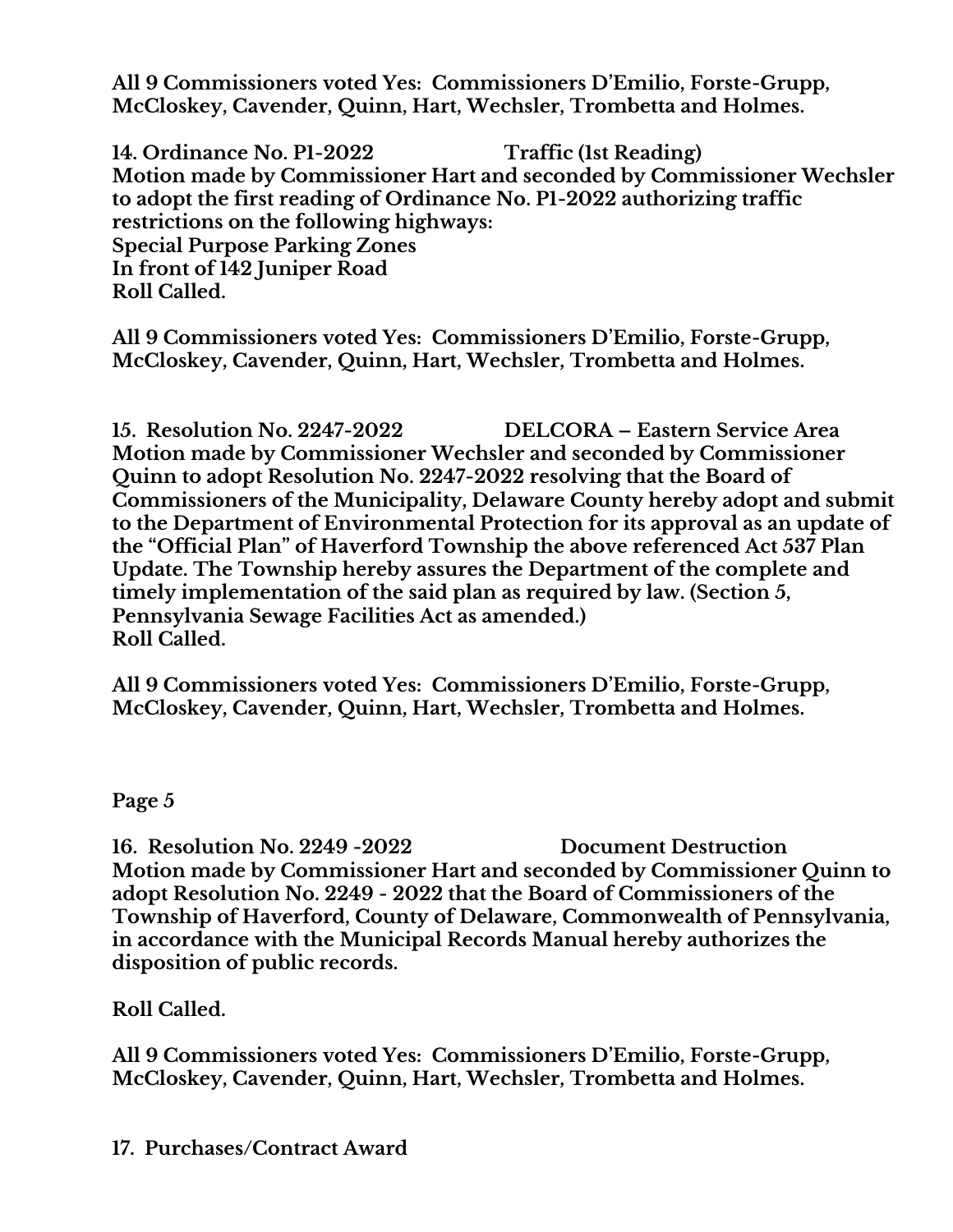**All 9 Commissioners voted Yes: Commissioners D'Emilio, Forste-Grupp, McCloskey, Cavender, Quinn, Hart, Wechsler, Trombetta and Holmes.**

**14. Ordinance No. P1-2022 Traffic (1st Reading)**
**Motion made by Commissioner Hart and seconded by Commissioner Wechsler to adopt the first reading of Ordinance No. P1-2022 authorizing traffic restrictions on the following highways:**
**Special Purpose Parking Zones**
**In front of 142 Juniper Road**
**Roll Called.**

**All 9 Commissioners voted Yes: Commissioners D'Emilio, Forste-Grupp, McCloskey, Cavender, Quinn, Hart, Wechsler, Trombetta and Holmes.**

**15. Resolution No. 2247-2022 DELCORA – Eastern Service Area**
**Motion made by Commissioner Wechsler and seconded by Commissioner Quinn to adopt Resolution No. 2247-2022 resolving that the Board of Commissioners of the Municipality, Delaware County hereby adopt and submit to the Department of Environmental Protection for its approval as an update of the "Official Plan" of Haverford Township the above referenced Act 537 Plan Update. The Township hereby assures the Department of the complete and timely implementation of the said plan as required by law. (Section 5, Pennsylvania Sewage Facilities Act as amended.)**
**Roll Called.**

**All 9 Commissioners voted Yes: Commissioners D'Emilio, Forste-Grupp, McCloskey, Cavender, Quinn, Hart, Wechsler, Trombetta and Holmes.**

**Page 5**

**16. Resolution No. 2249 -2022 Document Destruction**
**Motion made by Commissioner Hart and seconded by Commissioner Quinn to adopt Resolution No. 2249 - 2022 that the Board of Commissioners of the Township of Haverford, County of Delaware, Commonwealth of Pennsylvania, in accordance with the Municipal Records Manual hereby authorizes the disposition of public records.**

**Roll Called.**

**All 9 Commissioners voted Yes: Commissioners D'Emilio, Forste-Grupp, McCloskey, Cavender, Quinn, Hart, Wechsler, Trombetta and Holmes.**

**17. Purchases/Contract Award**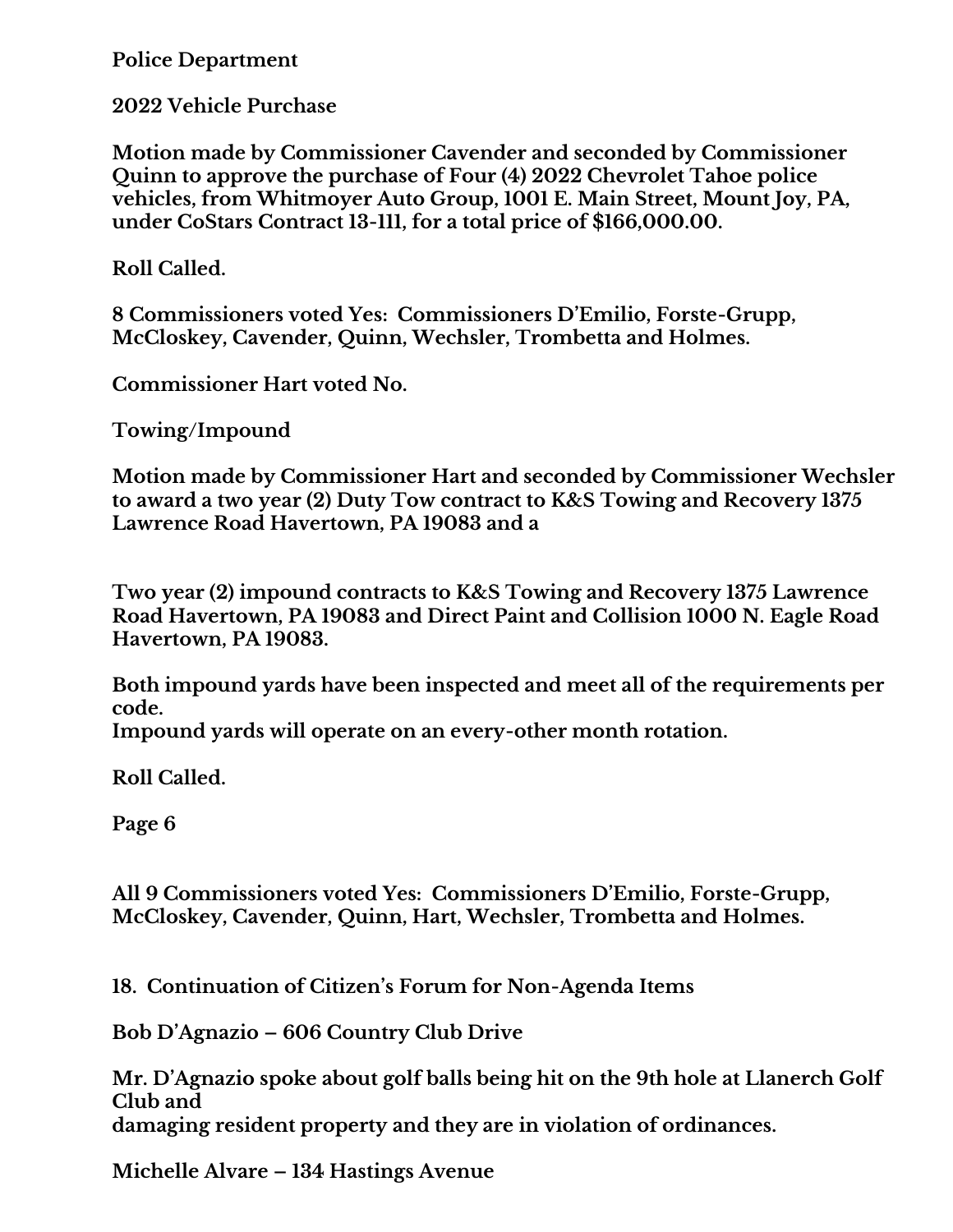**Police Department**

**2022 Vehicle Purchase**

**Motion made by Commissioner Cavender and seconded by Commissioner Quinn to approve the purchase of Four (4) 2022 Chevrolet Tahoe police vehicles, from Whitmoyer Auto Group, 1001 E. Main Street, Mount Joy, PA, under CoStars Contract 13-111, for a total price of $166,000.00.**

**Roll Called.**

**8 Commissioners voted Yes: Commissioners D'Emilio, Forste-Grupp, McCloskey, Cavender, Quinn, Wechsler, Trombetta and Holmes.**

**Commissioner Hart voted No.**

**Towing/Impound**

**Motion made by Commissioner Hart and seconded by Commissioner Wechsler to award a two year (2) Duty Tow contract to K&S Towing and Recovery 1375 Lawrence Road Havertown, PA 19083 and a**

**Two year (2) impound contracts to K&S Towing and Recovery 1375 Lawrence Road Havertown, PA 19083 and Direct Paint and Collision 1000 N. Eagle Road Havertown, PA 19083.**

**Both impound yards have been inspected and meet all of the requirements per code.**
**Impound yards will operate on an every-other month rotation.**

**Roll Called.**

**All 9 Commissioners voted Yes: Commissioners D'Emilio, Forste-Grupp, McCloskey, Cavender, Quinn, Hart, Wechsler, Trombetta and Holmes.**

**18. Continuation of Citizen's Forum for Non-Agenda Items**

**Bob D'Agnazio – 606 Country Club Drive**

**Mr. D'Agnazio spoke about golf balls being hit on the 9th hole at Llanerch Golf Club and**
**damaging resident property and they are in violation of ordinances.**

**Michelle Alvare – 134 Hastings Avenue**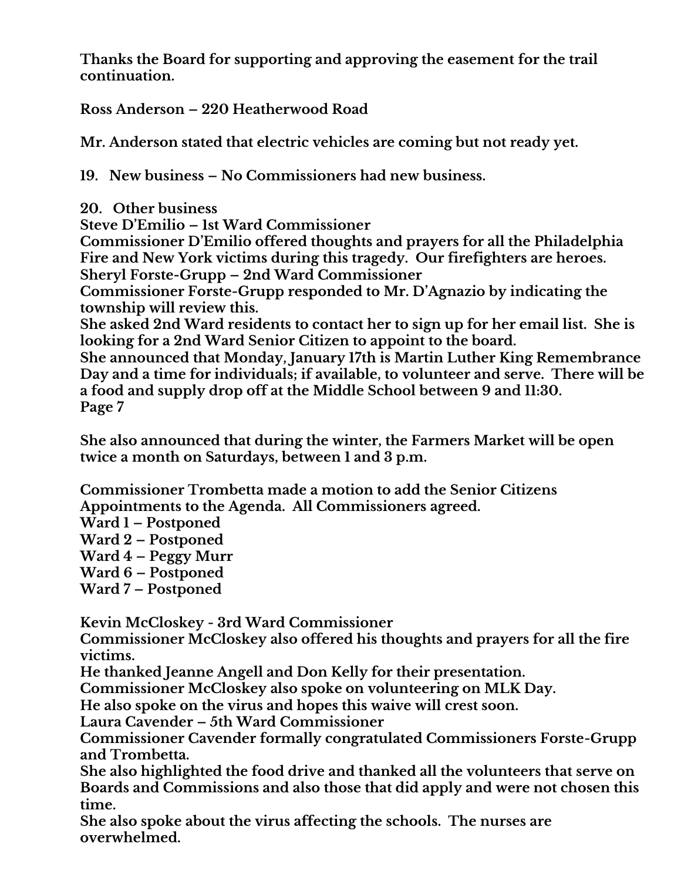Thanks the Board for supporting and approving the easement for the trail continuation.

Ross Anderson – 220 Heatherwood Road

Mr. Anderson stated that electric vehicles are coming but not ready yet.

19. New business – No Commissioners had new business.

20. Other business

Steve D'Emilio – 1st Ward Commissioner
Commissioner D'Emilio offered thoughts and prayers for all the Philadelphia Fire and New York victims during this tragedy. Our firefighters are heroes.

Sheryl Forste-Grupp – 2nd Ward Commissioner
Commissioner Forste-Grupp responded to Mr. D'Agnazio by indicating the township will review this.
She asked 2nd Ward residents to contact her to sign up for her email list. She is looking for a 2nd Ward Senior Citizen to appoint to the board.
She announced that Monday, January 17th is Martin Luther King Remembrance Day and a time for individuals; if available, to volunteer and serve. There will be a food and supply drop off at the Middle School between 9 and 11:30.

She also announced that during the winter, the Farmers Market will be open twice a month on Saturdays, between 1 and 3 p.m.

Commissioner Trombetta made a motion to add the Senior Citizens Appointments to the Agenda. All Commissioners agreed.

Ward 1 – Postponed
Ward 2 – Postponed
Ward 4 – Peggy Murr
Ward 6 – Postponed
Ward 7 – Postponed

Kevin McCloskey - 3rd Ward Commissioner
Commissioner McCloskey also offered his thoughts and prayers for all the fire victims.
He thanked Jeanne Angell and Don Kelly for their presentation.
Commissioner McCloskey also spoke on volunteering on MLK Day.
He also spoke on the virus and hopes this waive will crest soon.

Laura Cavender – 5th Ward Commissioner
Commissioner Cavender formally congratulated Commissioners Forste-Grupp and Trombetta.
She also highlighted the food drive and thanked all the volunteers that serve on Boards and Commissions and also those that did apply and were not chosen this time.
She also spoke about the virus affecting the schools. The nurses are overwhelmed.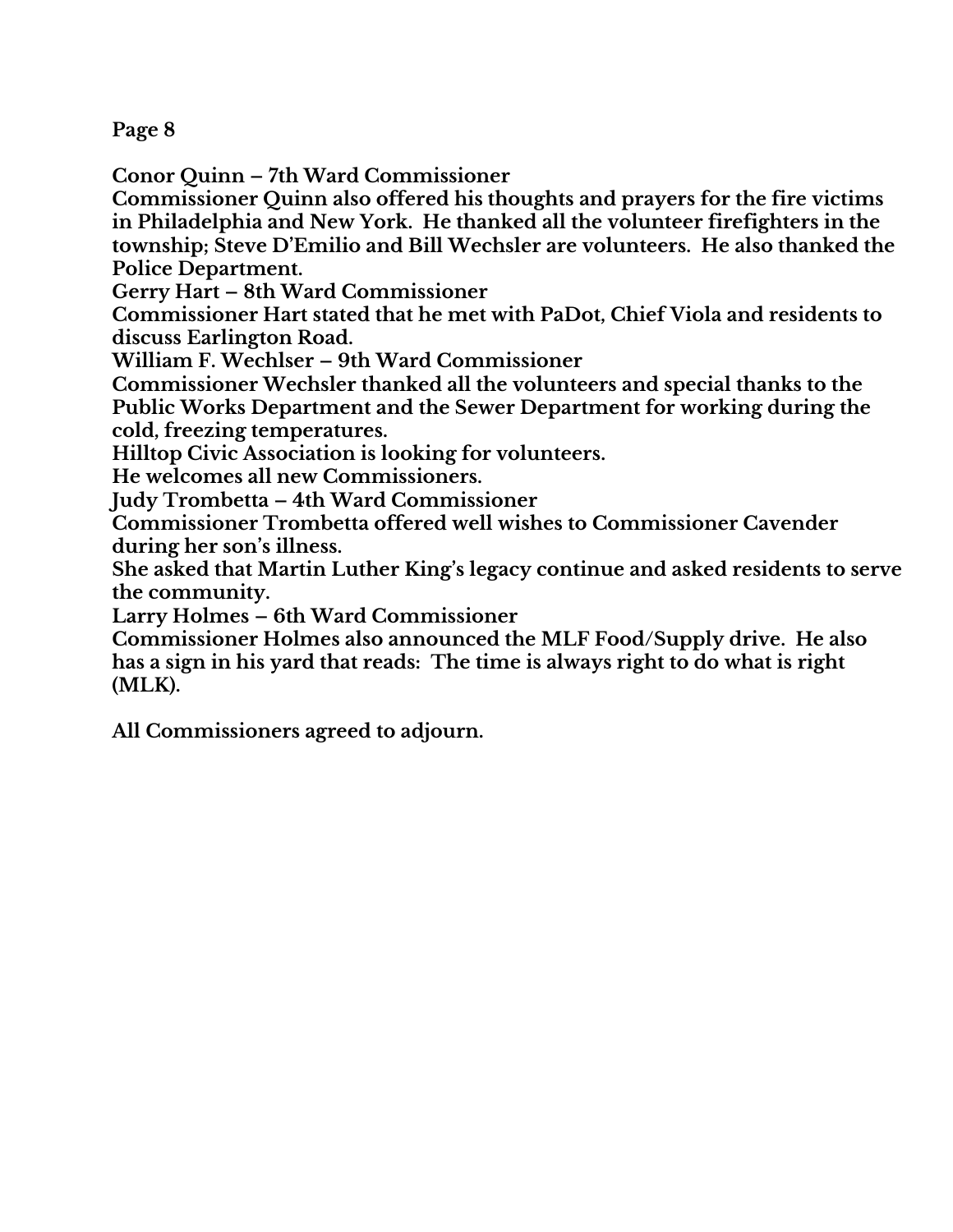**Conor Quinn – 7th Ward Commissioner**

**Commissioner Quinn also offered his thoughts and prayers for the fire victims in Philadelphia and New York. He thanked all the volunteer firefighters in the township; Steve D'Emilio and Bill Wechsler are volunteers. He also thanked the Police Department.**

**Gerry Hart – 8th Ward Commissioner**

**Commissioner Hart stated that he met with PaDot, Chief Viola and residents to discuss Earlington Road.**

**William F. Wechlser – 9th Ward Commissioner**

**Commissioner Wechsler thanked all the volunteers and special thanks to the Public Works Department and the Sewer Department for working during the cold, freezing temperatures.**

**Hilltop Civic Association is looking for volunteers.**

**He welcomes all new Commissioners.**

**Judy Trombetta – 4th Ward Commissioner**

**Commissioner Trombetta offered well wishes to Commissioner Cavender during her son's illness.**

**She asked that Martin Luther King's legacy continue and asked residents to serve the community.**

**Larry Holmes – 6th Ward Commissioner**

**Commissioner Holmes also announced the MLF Food/Supply drive. He also has a sign in his yard that reads: The time is always right to do what is right (MLK).**

**All Commissioners agreed to adjourn.**